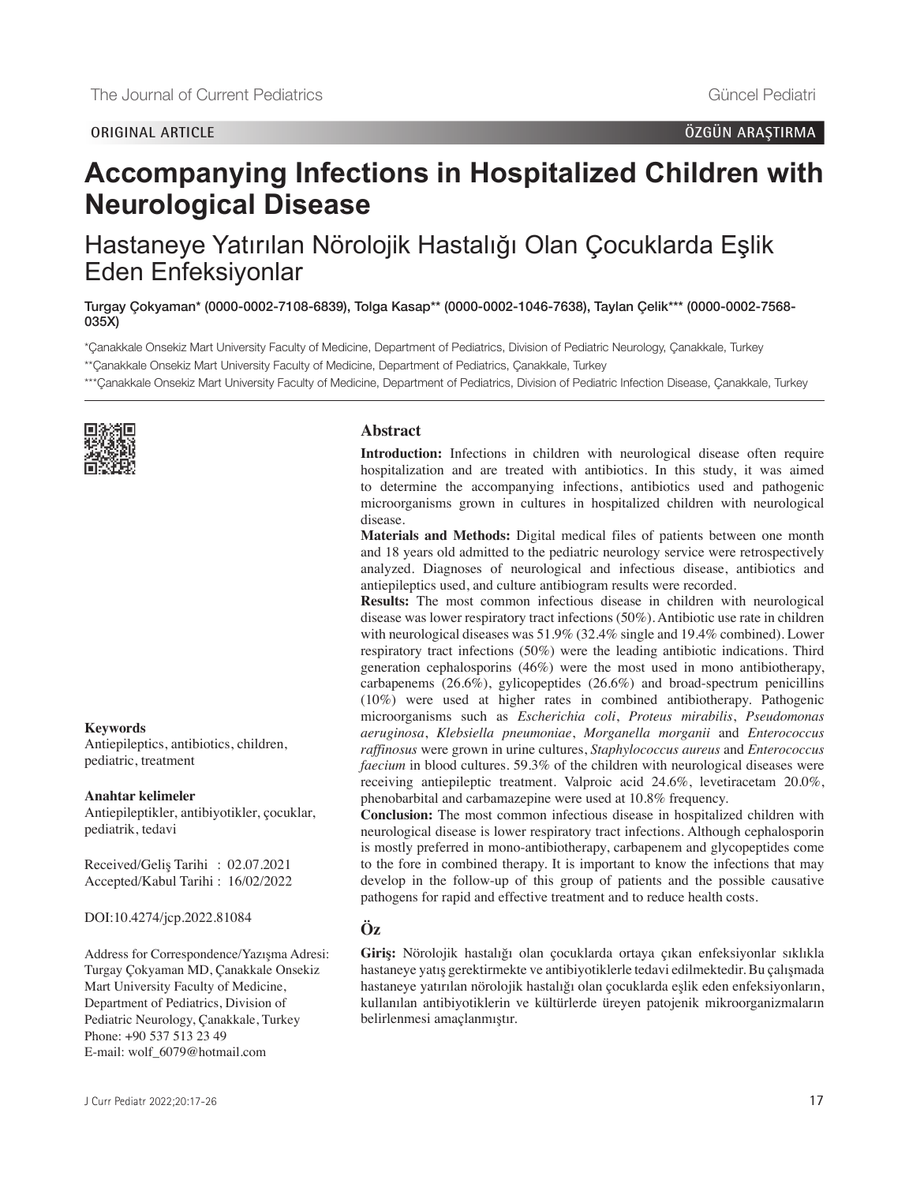ORIGINAL ARTICLE

ÖZGÜN ARAŞTIRMA

# Accompanying Infections in Hospitalized Children with Neurological Disease

## Hastaneye Yatırılan Nörolojik Hastalığı Olan Çocuklarda Eşlik Eden Enfeksiyonlar

**Turgay Çokyaman* (0000-0002-7108-6839), Tolga Kasap** (0000-0002-1046-7638), Taylan Çelik*** (0000-0002-7568-035X)**

*Çanakkale Onsekiz Mart University Faculty of Medicine, Department of Pediatrics, Division of Pediatric Neurology, Çanakkale, Turkey

**Çanakkale Onsekiz Mart University Faculty of Medicine, Department of Pediatrics, Çanakkale, Turkey

***Çanakkale Onsekiz Mart University Faculty of Medicine, Department of Pediatrics, Division of Pediatric Infection Disease, Çanakkale, Turkey

### Abstract

**Introduction:** Infections in children with neurological disease often require hospitalization and are treated with antibiotics. In this study, it was aimed to determine the accompanying infections, antibiotics used and pathogenic microorganisms grown in cultures in hospitalized children with neurological disease.

**Materials and Methods:** Digital medical files of patients between one month and 18 years old admitted to the pediatric neurology service were retrospectively analyzed. Diagnoses of neurological and infectious disease, antibiotics and antiepileptics used, and culture antibiogram results were recorded.

**Results:** The most common infectious disease in children with neurological disease was lower respiratory tract infections (50%). Antibiotic use rate in children with neurological diseases was 51.9% (32.4% single and 19.4% combined). Lower respiratory tract infections (50%) were the leading antibiotic indications. Third generation cephalosporins (46%) were the most used in mono antibiotherapy, carbapenems (26.6%), gylicopeptides (26.6%) and broad-spectrum penicillins (10%) were used at higher rates in combined antibiotherapy. Pathogenic microorganisms such as *Escherichia coli*, *Proteus mirabilis*, *Pseudomonas aeruginosa*, *Klebsiella pneumoniae*, *Morganella morganii* and *Enterococcus raffinosus* were grown in urine cultures, *Staphylococcus aureus* and *Enterococcus faecium* in blood cultures. 59.3% of the children with neurological diseases were receiving antiepileptic treatment. Valproic acid 24.6%, levetiracetam 20.0%, phenobarbital and carbamazepine were used at 10.8% frequency.

**Conclusion:** The most common infectious disease in hospitalized children with neurological disease is lower respiratory tract infections. Although cephalosporin is mostly preferred in mono-antibiotherapy, carbapenem and glycopeptides come to the fore in combined therapy. It is important to know the infections that may develop in the follow-up of this group of patients and the possible causative pathogens for rapid and effective treatment and to reduce health costs.

**Keywords**

Antiepileptics, antibiotics, children, pediatric, treatment

### Öz

**Giriş:** Nörolojik hastalığı olan çocuklarda ortaya çıkan enfeksiyonlar sıklıkla hastaneye yatış gerektirmekte ve antibiyotiklerle tedavi edilmektedir. Bu çalışmada hastaneye yatırılan nörolojik hastalığı olan çocuklarda eşlik eden enfeksiyonların, kullanılan antibiyotiklerin ve kültürlerde üreyen patojenik mikroorganizmaların belirlenmesi amaçlanmıştır.

**Anahtar kelimeler**

Antiepileptikler, antibiyotikler, çocuklar, pediatrik, tedavi

Received/Geliş Tarihi : 02.07.2021
Accepted/Kabul Tarihi : 16/02/2022

DOI:10.4274/jcp.2022.81084

Address for Correspondence/Yazışma Adresi:
Turgay Çokyaman MD, Çanakkale Onsekiz Mart University Faculty of Medicine, Department of Pediatrics, Division of Pediatric Neurology, Çanakkale, Turkey
Phone: +90 537 513 23 49
E-mail: wolf_6079@hotmail.com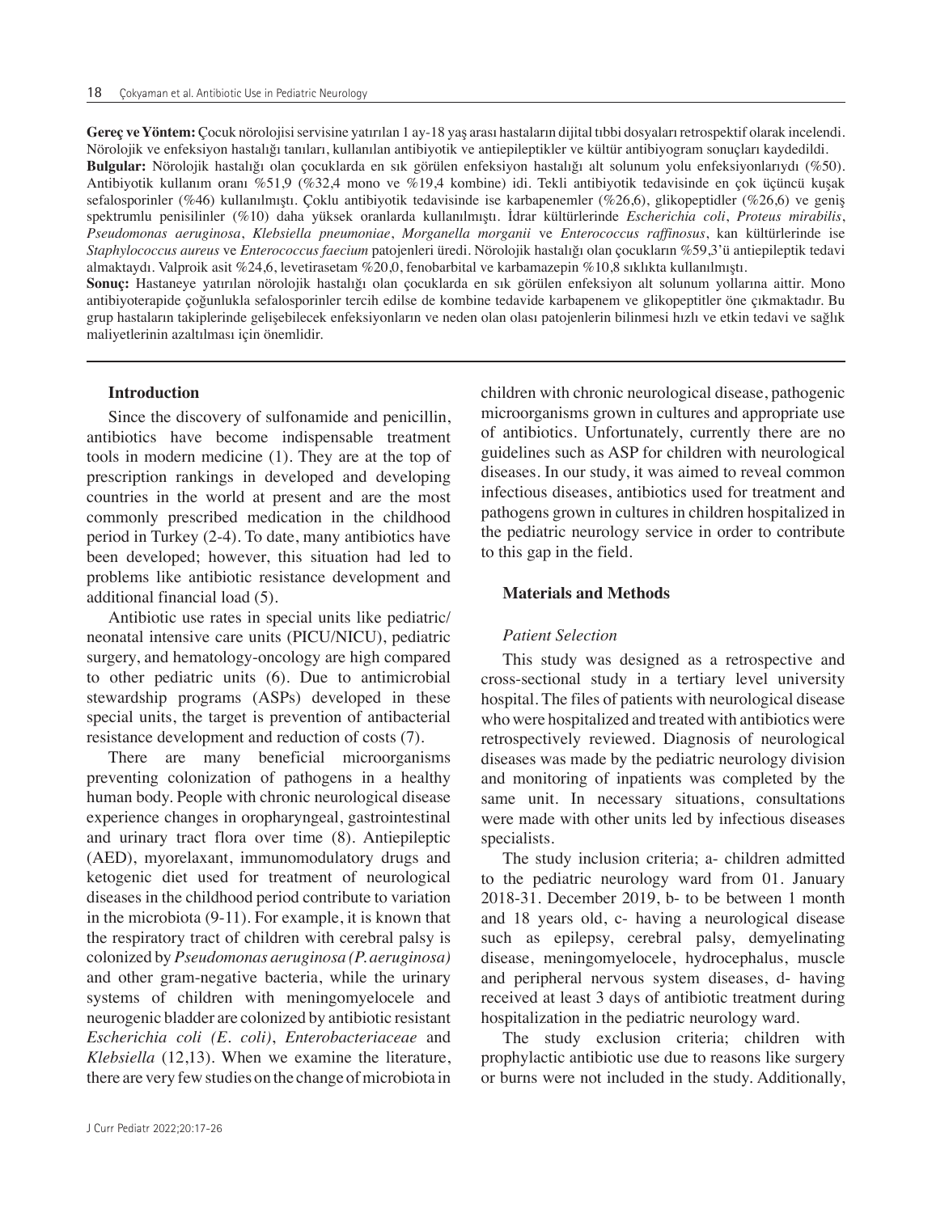**Gereç ve Yöntem:** Çocuk nörolojisi servisine yatırılan 1 ay-18 yaş arası hastaların dijital tıbbi dosyaları retrospektif olarak incelendi. Nörolojik ve enfeksiyon hastalığı tanıları, kullanılan antibiyotik ve antiepileptikler ve kültür antibiyogram sonuçları kaydedildi.

**Bulgular:** Nörolojik hastalığı olan çocuklarda en sık görülen enfeksiyon hastalığı alt solunum yolu enfeksiyonlarıydı (%50). Antibiyotik kullanım oranı %51,9 (%32,4 mono ve %19,4 kombine) idi. Tekli antibiyotik tedavisinde en çok üçüncü kuşak sefalosporinler (%46) kullanılmıştı. Çoklu antibiyotik tedavisinde ise karbapenemler (%26,6), glikopeptidler (%26,6) ve geniş spektrumlu penisilinler (%10) daha yüksek oranlarda kullanılmıştı. İdrar kültürlerinde *Escherichia coli*, *Proteus mirabilis*, *Pseudomonas aeruginosa*, *Klebsiella pneumoniae*, *Morganella morganii* ve *Enterococcus raffinosus*, kan kültürlerinde ise *Staphylococcus aureus* ve *Enterococcus faecium* patojenleri üredi. Nörolojik hastalığı olan çocukların %59,3'ü antiepileptik tedavi almaktaydı. Valproik asit %24,6, levetirasetam %20,0, fenobarbital ve karbamazepin %10,8 sıklıkta kullanılmıştı.

**Sonuç:** Hastaneye yatırılan nörolojik hastalığı olan çocuklarda en sık görülen enfeksiyon alt solunum yollarına aittir. Mono antibiyoterapide çoğunlukla sefalosporinler tercih edilse de kombine tedavide karbapenem ve glikopeptitler öne çıkmaktadır. Bu grup hastaların takiplerinde gelişebilecek enfeksiyonların ve neden olan olası patojenlerin bilinmesi hızlı ve etkin tedavi ve sağlık maliyetlerinin azaltılması için önemlidir.

## Introduction

Since the discovery of sulfonamide and penicillin, antibiotics have become indispensable treatment tools in modern medicine (1). They are at the top of prescription rankings in developed and developing countries in the world at present and are the most commonly prescribed medication in the childhood period in Turkey (2-4). To date, many antibiotics have been developed; however, this situation had led to problems like antibiotic resistance development and additional financial load (5).

Antibiotic use rates in special units like pediatric/neonatal intensive care units (PICU/NICU), pediatric surgery, and hematology-oncology are high compared to other pediatric units (6). Due to antimicrobial stewardship programs (ASPs) developed in these special units, the target is prevention of antibacterial resistance development and reduction of costs (7).

There are many beneficial microorganisms preventing colonization of pathogens in a healthy human body. People with chronic neurological disease experience changes in oropharyngeal, gastrointestinal and urinary tract flora over time (8). Antiepileptic (AED), myorelaxant, immunomodulatory drugs and ketogenic diet used for treatment of neurological diseases in the childhood period contribute to variation in the microbiota (9-11). For example, it is known that the respiratory tract of children with cerebral palsy is colonized by *Pseudomonas aeruginosa (P. aeruginosa)* and other gram-negative bacteria, while the urinary systems of children with meningomyelocele and neurogenic bladder are colonized by antibiotic resistant *Escherichia coli (E. coli)*, *Enterobacteriaceae* and *Klebsiella* (12,13). When we examine the literature, there are very few studies on the change of microbiota in children with chronic neurological disease, pathogenic microorganisms grown in cultures and appropriate use of antibiotics. Unfortunately, currently there are no guidelines such as ASP for children with neurological diseases. In our study, it was aimed to reveal common infectious diseases, antibiotics used for treatment and pathogens grown in cultures in children hospitalized in the pediatric neurology service in order to contribute to this gap in the field.

## Materials and Methods

### *Patient Selection*

This study was designed as a retrospective and cross-sectional study in a tertiary level university hospital. The files of patients with neurological disease who were hospitalized and treated with antibiotics were retrospectively reviewed. Diagnosis of neurological diseases was made by the pediatric neurology division and monitoring of inpatients was completed by the same unit. In necessary situations, consultations were made with other units led by infectious diseases specialists.

The study inclusion criteria; a- children admitted to the pediatric neurology ward from 01. January 2018-31. December 2019, b- to be between 1 month and 18 years old, c- having a neurological disease such as epilepsy, cerebral palsy, demyelinating disease, meningomyelocele, hydrocephalus, muscle and peripheral nervous system diseases, d- having received at least 3 days of antibiotic treatment during hospitalization in the pediatric neurology ward.

The study exclusion criteria; children with prophylactic antibiotic use due to reasons like surgery or burns were not included in the study. Additionally,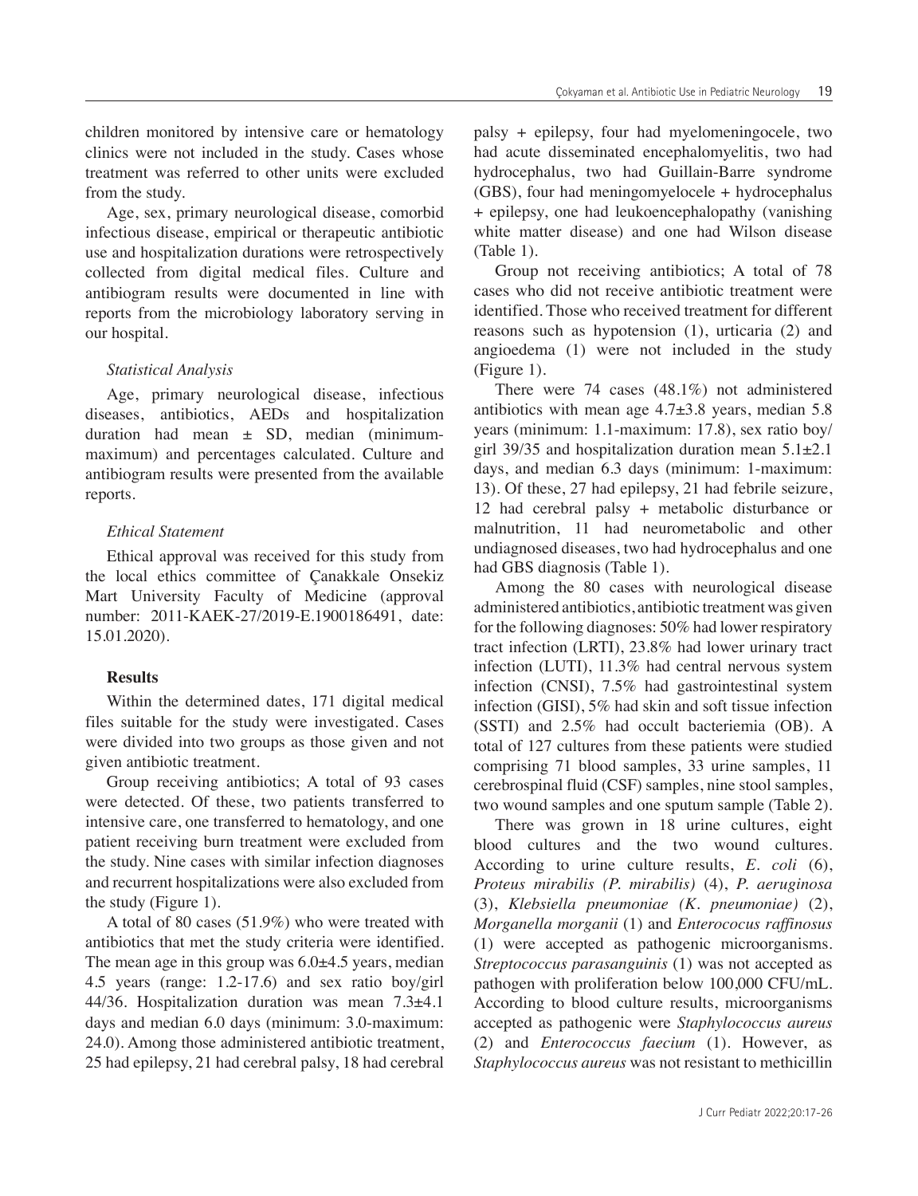children monitored by intensive care or hematology clinics were not included in the study. Cases whose treatment was referred to other units were excluded from the study.

Age, sex, primary neurological disease, comorbid infectious disease, empirical or therapeutic antibiotic use and hospitalization durations were retrospectively collected from digital medical files. Culture and antibiogram results were documented in line with reports from the microbiology laboratory serving in our hospital.

### *Statistical Analysis*

Age, primary neurological disease, infectious diseases, antibiotics, AEDs and hospitalization duration had mean ± SD, median (minimum-maximum) and percentages calculated. Culture and antibiogram results were presented from the available reports.

### *Ethical Statement*

Ethical approval was received for this study from the local ethics committee of Çanakkale Onsekiz Mart University Faculty of Medicine (approval number: 2011-KAEK-27/2019-E.1900186491, date: 15.01.2020).

## Results

Within the determined dates, 171 digital medical files suitable for the study were investigated. Cases were divided into two groups as those given and not given antibiotic treatment.

Group receiving antibiotics; A total of 93 cases were detected. Of these, two patients transferred to intensive care, one transferred to hematology, and one patient receiving burn treatment were excluded from the study. Nine cases with similar infection diagnoses and recurrent hospitalizations were also excluded from the study (Figure 1).

A total of 80 cases (51.9%) who were treated with antibiotics that met the study criteria were identified. The mean age in this group was 6.0±4.5 years, median 4.5 years (range: 1.2-17.6) and sex ratio boy/girl 44/36. Hospitalization duration was mean 7.3±4.1 days and median 6.0 days (minimum: 3.0-maximum: 24.0). Among those administered antibiotic treatment, 25 had epilepsy, 21 had cerebral palsy, 18 had cerebral palsy + epilepsy, four had myelomeningocele, two had acute disseminated encephalomyelitis, two had hydrocephalus, two had Guillain-Barre syndrome (GBS), four had meningomyelocele + hydrocephalus + epilepsy, one had leukoencephalopathy (vanishing white matter disease) and one had Wilson disease (Table 1).

Group not receiving antibiotics; A total of 78 cases who did not receive antibiotic treatment were identified. Those who received treatment for different reasons such as hypotension (1), urticaria (2) and angioedema (1) were not included in the study (Figure 1).

There were 74 cases (48.1%) not administered antibiotics with mean age 4.7±3.8 years, median 5.8 years (minimum: 1.1-maximum: 17.8), sex ratio boy/girl 39/35 and hospitalization duration mean 5.1±2.1 days, and median 6.3 days (minimum: 1-maximum: 13). Of these, 27 had epilepsy, 21 had febrile seizure, 12 had cerebral palsy + metabolic disturbance or malnutrition, 11 had neurometabolic and other undiagnosed diseases, two had hydrocephalus and one had GBS diagnosis (Table 1).

Among the 80 cases with neurological disease administered antibiotics, antibiotic treatment was given for the following diagnoses: 50% had lower respiratory tract infection (LRTI), 23.8% had lower urinary tract infection (LUTI), 11.3% had central nervous system infection (CNSI), 7.5% had gastrointestinal system infection (GISI), 5% had skin and soft tissue infection (SSTI) and 2.5% had occult bacteriemia (OB). A total of 127 cultures from these patients were studied comprising 71 blood samples, 33 urine samples, 11 cerebrospinal fluid (CSF) samples, nine stool samples, two wound samples and one sputum sample (Table 2).

There was grown in 18 urine cultures, eight blood cultures and the two wound cultures. According to urine culture results, *E. coli* (6), *Proteus mirabilis (P. mirabilis)* (4), *P. aeruginosa* (3), *Klebsiella pneumoniae (K. pneumoniae)* (2), *Morganella morganii* (1) and *Enterococus raffinosus* (1) were accepted as pathogenic microorganisms. *Streptococcus parasanguinis* (1) was not accepted as pathogen with proliferation below 100,000 CFU/mL. According to blood culture results, microorganisms accepted as pathogenic were *Staphylococcus aureus* (2) and *Enterococcus faecium* (1). However, as *Staphylococcus aureus* was not resistant to methicillin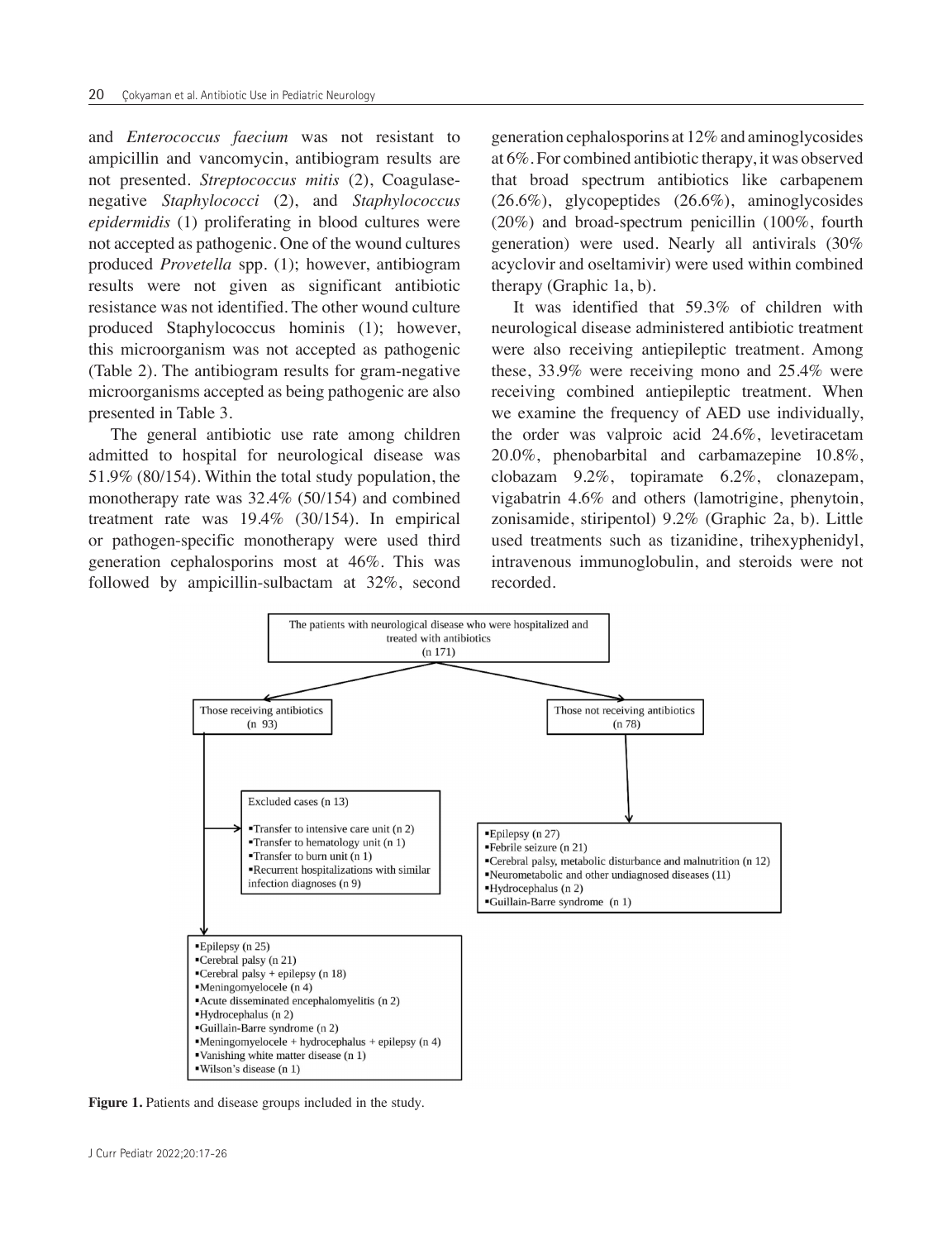and *Enterococcus faecium* was not resistant to ampicillin and vancomycin, antibiogram results are not presented. *Streptococcus mitis* (2), Coagulase-negative *Staphylococci* (2), and *Staphylococcus epidermidis* (1) proliferating in blood cultures were not accepted as pathogenic. One of the wound cultures produced *Provetella* spp. (1); however, antibiogram results were not given as significant antibiotic resistance was not identified. The other wound culture produced Staphylococcus hominis (1); however, this microorganism was not accepted as pathogenic (Table 2). The antibiogram results for gram-negative microorganisms accepted as being pathogenic are also presented in Table 3.

The general antibiotic use rate among children admitted to hospital for neurological disease was 51.9% (80/154). Within the total study population, the monotherapy rate was 32.4% (50/154) and combined treatment rate was 19.4% (30/154). In empirical or pathogen-specific monotherapy were used third generation cephalosporins most at 46%. This was followed by ampicillin-sulbactam at 32%, second generation cephalosporins at 12% and aminoglycosides at 6%. For combined antibiotic therapy, it was observed that broad spectrum antibiotics like carbapenem (26.6%), glycopeptides (26.6%), aminoglycosides (20%) and broad-spectrum penicillin (100%, fourth generation) were used. Nearly all antivirals (30% acyclovir and oseltamivir) were used within combined therapy (Graphic 1a, b).

It was identified that 59.3% of children with neurological disease administered antibiotic treatment were also receiving antiepileptic treatment. Among these, 33.9% were receiving mono and 25.4% were receiving combined antiepileptic treatment. When we examine the frequency of AED use individually, the order was valproic acid 24.6%, levetiracetam 20.0%, phenobarbital and carbamazepine 10.8%, clobazam 9.2%, topiramate 6.2%, clonazepam, vigabatrin 4.6% and others (lamotrigine, phenytoin, zonisamide, stiripentol) 9.2% (Graphic 2a, b). Little used treatments such as tizanidine, trihexyphenidyl, intravenous immunoglobulin, and steroids were not recorded.

The patients with neurological disease who were hospitalized and treated with antibiotics (n 171)

Those receiving antibiotics (n 93)

Those not receiving antibiotics (n 78)

Excluded cases (n 13)

- Transfer to intensive care unit (n 2)
- Transfer to hematology unit (n 1)
- Transfer to burn unit (n 1)
- Recurrent hospitalizations with similar infection diagnoses (n 9)

- Epilepsy (n 27)
- Febrile seizure (n 21)
- Cerebral palsy, metabolic disturbance and malnutrition (n 12)
- Neurometabolic and other undiagnosed diseases (11)
- Hydrocephalus (n 2)
- Guillain-Barre syndrome (n 1)

- Epilepsy (n 25)
- Cerebral palsy (n 21)
- Cerebral palsy + epilepsy (n 18)
- Meningomyelocele (n 4)
- Acute disseminated encephalomyelitis (n 2)
- Hydrocephalus (n 2)
- Guillain-Barre syndrome (n 2)
- Meningomyelocele + hydrocephalus + epilepsy (n 4)
- Vanishing white matter disease (n 1)
- Wilson's disease (n 1)

**Figure 1.** Patients and disease groups included in the study.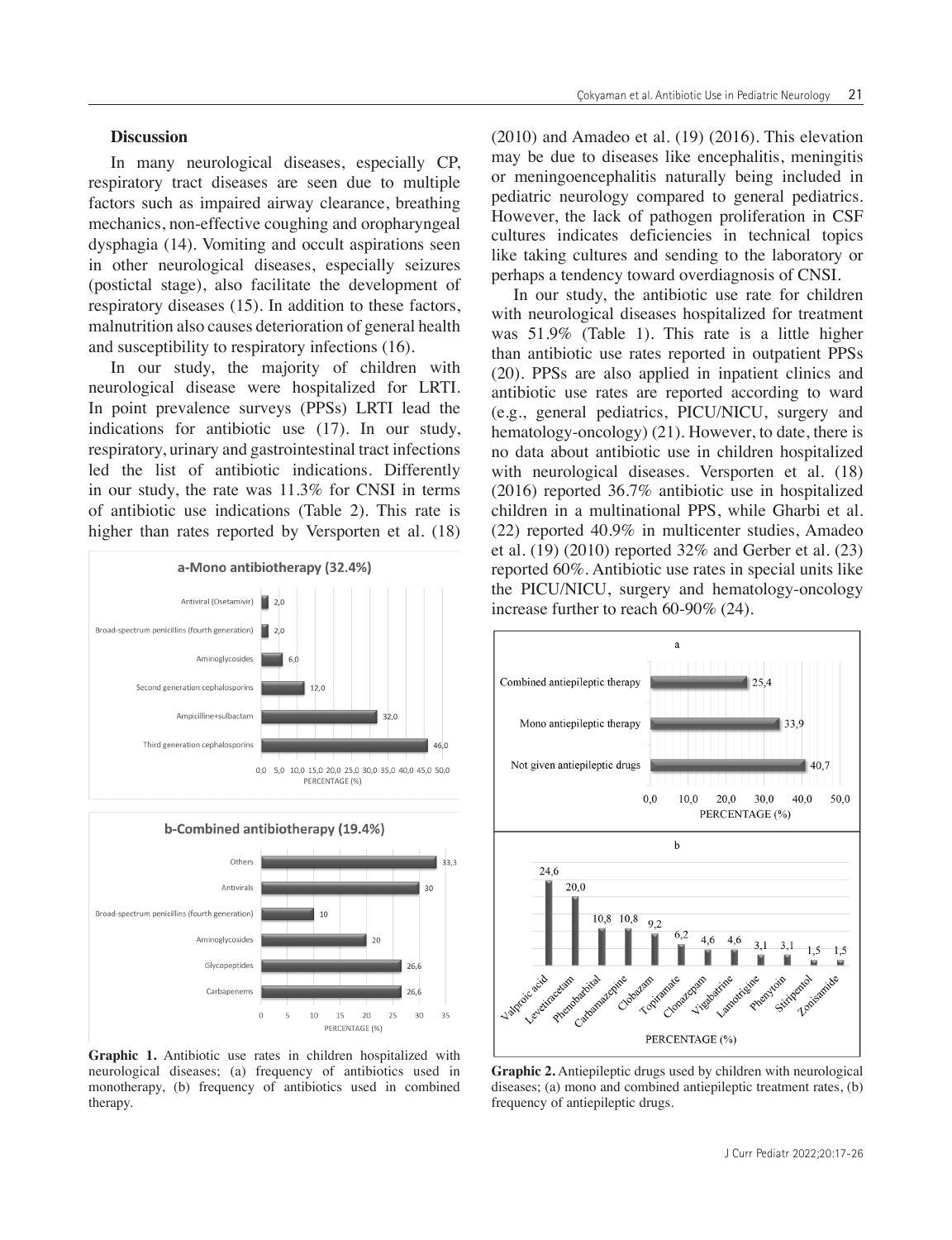## Discussion

In many neurological diseases, especially CP, respiratory tract diseases are seen due to multiple factors such as impaired airway clearance, breathing mechanics, non-effective coughing and oropharyngeal dysphagia (14). Vomiting and occult aspirations seen in other neurological diseases, especially seizures (postictal stage), also facilitate the development of respiratory diseases (15). In addition to these factors, malnutrition also causes deterioration of general health and susceptibility to respiratory infections (16).

In our study, the majority of children with neurological disease were hospitalized for LRTI. In point prevalence surveys (PPSs) LRTI lead the indications for antibiotic use (17). In our study, respiratory, urinary and gastrointestinal tract infections led the list of antibiotic indications. Differently in our study, the rate was 11.3% for CNSI in terms of antibiotic use indications (Table 2). This rate is higher than rates reported by Versporten et al. (18) (2010) and Amadeo et al. (19) (2016). This elevation may be due to diseases like encephalitis, meningitis or meningoencephalitis naturally being included in pediatric neurology compared to general pediatrics. However, the lack of pathogen proliferation in CSF cultures indicates deficiencies in technical topics like taking cultures and sending to the laboratory or perhaps a tendency toward overdiagnosis of CNSI.

In our study, the antibiotic use rate for children with neurological diseases hospitalized for treatment was 51.9% (Table 1). This rate is a little higher than antibiotic use rates reported in outpatient PPSs (20). PPSs are also applied in inpatient clinics and antibiotic use rates are reported according to ward (e.g., general pediatrics, PICU/NICU, surgery and hematology-oncology) (21). However, to date, there is no data about antibiotic use in children hospitalized with neurological diseases. Versporten et al. (18) (2016) reported 36.7% antibiotic use in hospitalized children in a multinational PPS, while Gharbi et al. (22) reported 40.9% in multicenter studies, Amadeo et al. (19) (2010) reported 32% and Gerber et al. (23) reported 60%. Antibiotic use rates in special units like the PICU/NICU, surgery and hematology-oncology increase further to reach 60-90% (24).

**a-Mono antibiotherapy (32.4%)**

| Antibiotic | Percentage (%) |
|---|---|
| Antiviral (Osetamivir) | 2,0 |
| Broad-spectrum penicillins (fourth generation) | 2,0 |
| Aminoglycosides | 6,0 |
| Second generation cephalosporins | 12,0 |
| Ampicilline+sulbactam | 32,0 |
| Third generation cephalosporins | 46,0 |

**b-Combined antibiotherapy (19.4%)**

| Antibiotic | Percentage (%) |
|---|---|
| Others | 33,3 |
| Antivirals | 30 |
| Broad-spectrum penicillins (fourth generation) | 10 |
| Aminoglycosides | 20 |
| Glycopeptides | 26,6 |
| Carbapenems | 26,6 |

**Graphic 1.** Antibiotic use rates in children hospitalized with neurological diseases; (a) frequency of antibiotics used in monotherapy, (b) frequency of antibiotics used in combined therapy.

**a**

| Therapy | Percentage (%) |
|---|---|
| Combined antiepileptic therapy | 25,4 |
| Mono antiepileptic therapy | 33,9 |
| Not given antiepileptic drugs | 40,7 |

**b**

| Antiepileptic drug | Percentage (%) |
|---|---|
| Valproic acid | 24,6 |
| Levetiracetam | 20,0 |
| Phenobarbital | 10,8 |
| Carbamazepine | 10,8 |
| Clobazam | 9,2 |
| Topiramate | 6,2 |
| Clonazepam | 4,6 |
| Vigabatrine | 4,6 |
| Lamotrigine | 3,1 |
| Phenytoin | 3,1 |
| Stiripentol | 1,5 |
| Zonisamide | 1,5 |

**Graphic 2.** Antiepileptic drugs used by children with neurological diseases; (a) mono and combined antiepileptic treatment rates, (b) frequency of antiepileptic drugs.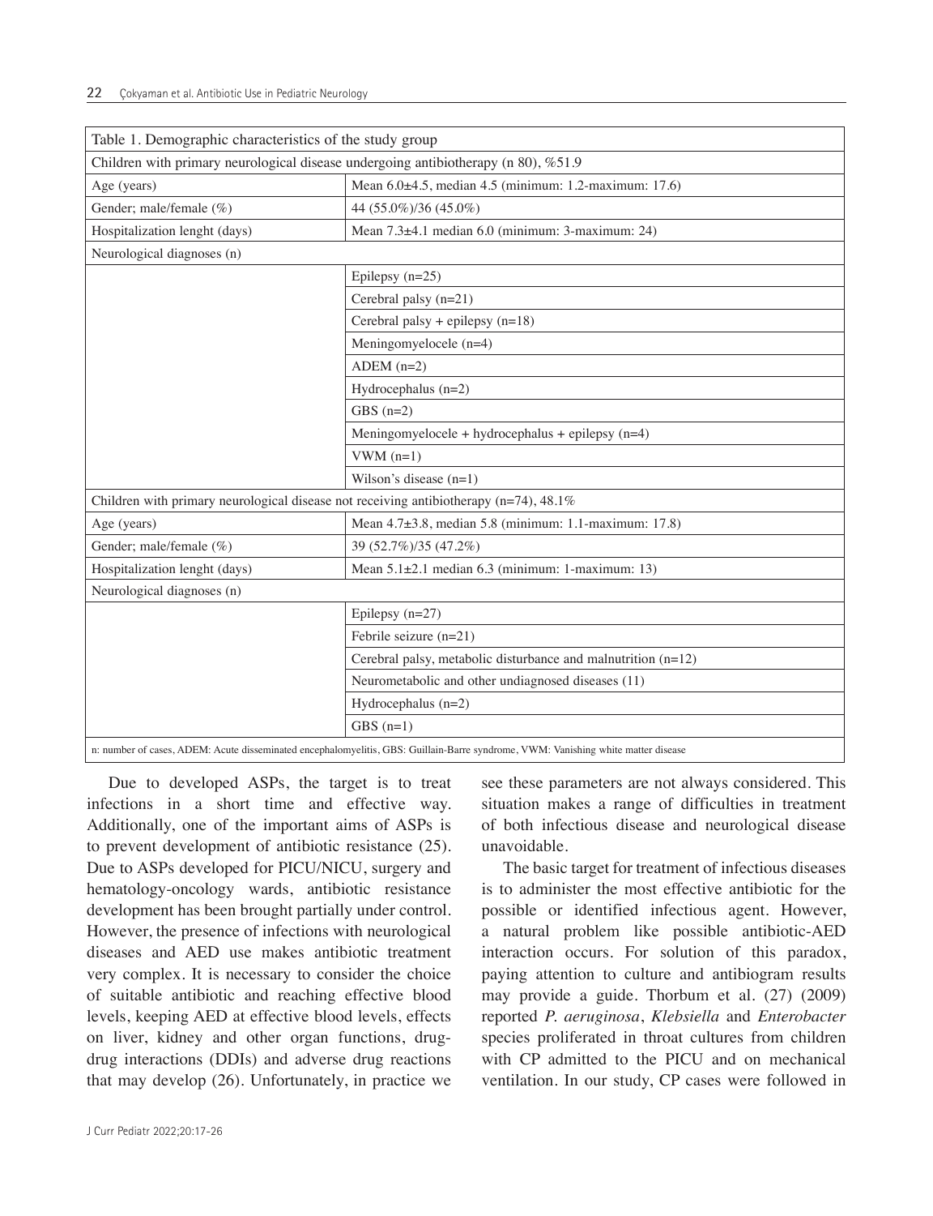| Table 1. Demographic characteristics of the study group | |
|---|---|
| Children with primary neurological disease undergoing antibiotherapy (n 80), %51.9 | |
| Age (years) | Mean 6.0±4.5, median 4.5 (minimum: 1.2-maximum: 17.6) |
| Gender; male/female (%) | 44 (55.0%)/36 (45.0%) |
| Hospitalization lenght (days) | Mean 7.3±4.1 median 6.0 (minimum: 3-maximum: 24) |
| Neurological diagnoses (n) | |
| | Epilepsy (n=25) |
| | Cerebral palsy (n=21) |
| | Cerebral palsy + epilepsy (n=18) |
| | Meningomyelocele (n=4) |
| | ADEM (n=2) |
| | Hydrocephalus (n=2) |
| | GBS (n=2) |
| | Meningomyelocele + hydrocephalus + epilepsy (n=4) |
| | VWM (n=1) |
| | Wilson's disease (n=1) |
| Children with primary neurological disease not receiving antibiotherapy (n=74), 48.1% | |
| Age (years) | Mean 4.7±3.8, median 5.8 (minimum: 1.1-maximum: 17.8) |
| Gender; male/female (%) | 39 (52.7%)/35 (47.2%) |
| Hospitalization lenght (days) | Mean 5.1±2.1 median 6.3 (minimum: 1-maximum: 13) |
| Neurological diagnoses (n) | |
| | Epilepsy (n=27) |
| | Febrile seizure (n=21) |
| | Cerebral palsy, metabolic disturbance and malnutrition (n=12) |
| | Neurometabolic and other undiagnosed diseases (11) |
| | Hydrocephalus (n=2) |
| | GBS (n=1) |

n: number of cases, ADEM: Acute disseminated encephalomyelitis, GBS: Guillain-Barre syndrome, VWM: Vanishing white matter disease

Due to developed ASPs, the target is to treat infections in a short time and effective way. Additionally, one of the important aims of ASPs is to prevent development of antibiotic resistance (25). Due to ASPs developed for PICU/NICU, surgery and hematology-oncology wards, antibiotic resistance development has been brought partially under control. However, the presence of infections with neurological diseases and AED use makes antibiotic treatment very complex. It is necessary to consider the choice of suitable antibiotic and reaching effective blood levels, keeping AED at effective blood levels, effects on liver, kidney and other organ functions, drug-drug interactions (DDIs) and adverse drug reactions that may develop (26). Unfortunately, in practice we see these parameters are not always considered. This situation makes a range of difficulties in treatment of both infectious disease and neurological disease unavoidable.

The basic target for treatment of infectious diseases is to administer the most effective antibiotic for the possible or identified infectious agent. However, a natural problem like possible antibiotic-AED interaction occurs. For solution of this paradox, paying attention to culture and antibiogram results may provide a guide. Thorburn et al. (27) (2009) reported *P. aeruginosa*, *Klebsiella* and *Enterobacter* species proliferated in throat cultures from children with CP admitted to the PICU and on mechanical ventilation. In our study, CP cases were followed in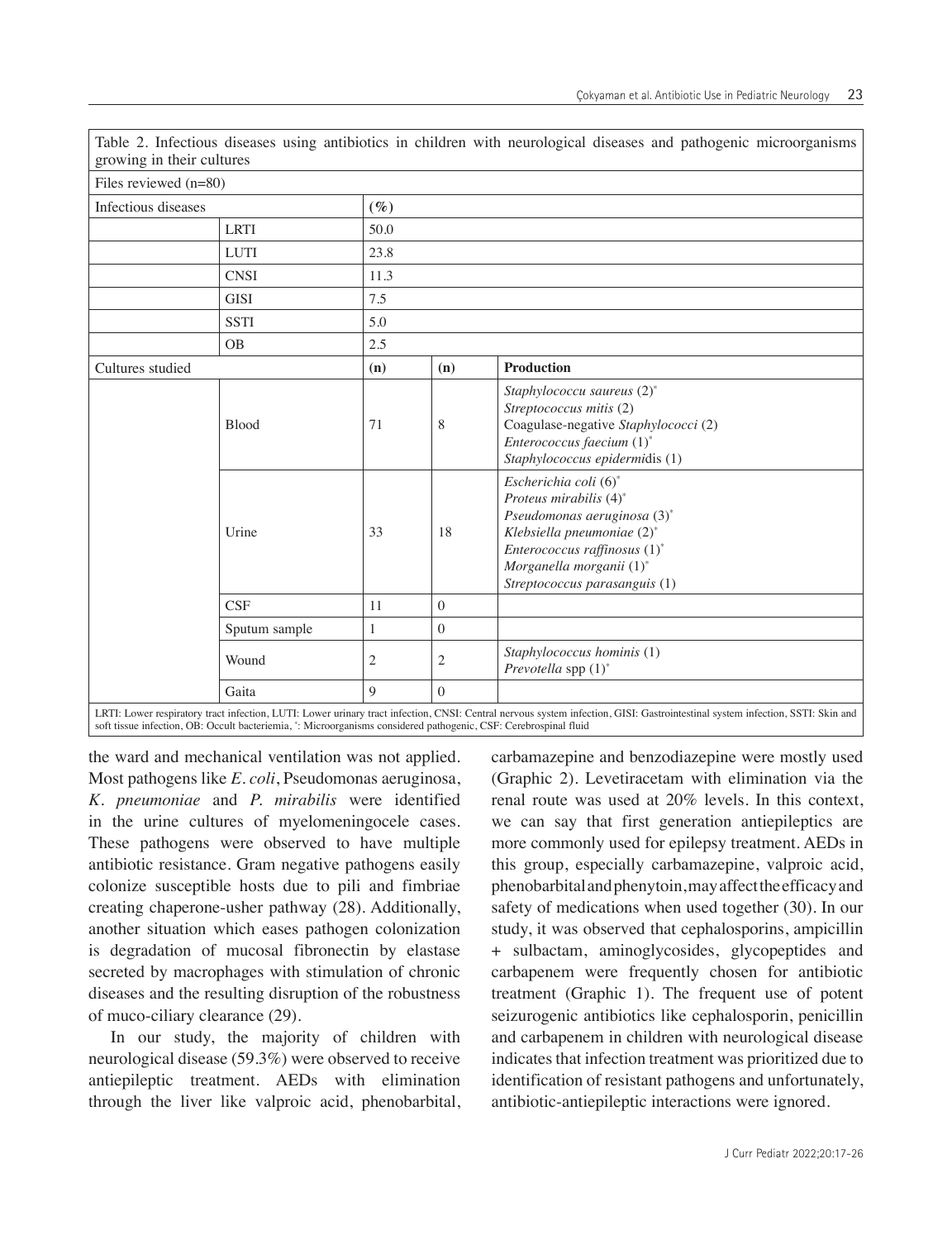Table 2. Infectious diseases using antibiotics in children with neurological diseases and pathogenic microorganisms growing in their cultures

| Files reviewed (n=80) | | | | |
|---|---|---|---|---|
| Infectious diseases | | (%) | | |
| | LRTI | 50.0 | | |
| | LUTI | 23.8 | | |
| | CNSI | 11.3 | | |
| | GISI | 7.5 | | |
| | SSTI | 5.0 | | |
| | OB | 2.5 | | |
| Cultures studied | | (n) | (n) | **Production** |
| | Blood | 71 | 8 | *Staphylococcu saureus* (2)* <br> *Streptococcus mitis* (2) <br> Coagulase-negative *Staphylococci* (2) <br> *Enterococcus faecium* (1)* <br> *Staphylococcus epidermid*is (1) |
| | Urine | 33 | 18 | *Escherichia coli* (6)* <br> *Proteus mirabilis* (4)* <br> *Pseudomonas aeruginosa* (3)* <br> *Klebsiella pneumoniae* (2)* <br> *Enterococcus raffinosus* (1)* <br> *Morganella morganii* (1)* <br> *Streptococcus parasanguis* (1) |
| | CSF | 11 | 0 | |
| | Sputum sample | 1 | 0 | |
| | Wound | 2 | 2 | *Staphylococcus hominis* (1) <br> *Prevotella* spp (1)* |
| | Gaita | 9 | 0 | |

LRTI: Lower respiratory tract infection, LUTI: Lower urinary tract infection, CNSI: Central nervous system infection, GISI: Gastrointestinal system infection, SSTI: Skin and soft tissue infection, OB: Occult bacteriemia, *: Microorganisms considered pathogenic, CSF: Cerebrospinal fluid

the ward and mechanical ventilation was not applied. Most pathogens like *E. coli*, Pseudomonas aeruginosa, *K. pneumoniae* and *P. mirabilis* were identified in the urine cultures of myelomeningocele cases. These pathogens were observed to have multiple antibiotic resistance. Gram negative pathogens easily colonize susceptible hosts due to pili and fimbriae creating chaperone-usher pathway (28). Additionally, another situation which eases pathogen colonization is degradation of mucosal fibronectin by elastase secreted by macrophages with stimulation of chronic diseases and the resulting disruption of the robustness of muco-ciliary clearance (29).

In our study, the majority of children with neurological disease (59.3%) were observed to receive antiepileptic treatment. AEDs with elimination through the liver like valproic acid, phenobarbital, carbamazepine and benzodiazepine were mostly used (Graphic 2). Levetiracetam with elimination via the renal route was used at 20% levels. In this context, we can say that first generation antiepileptics are more commonly used for epilepsy treatment. AEDs in this group, especially carbamazepine, valproic acid, phenobarbital and phenytoin, may affect the efficacy and safety of medications when used together (30). In our study, it was observed that cephalosporins, ampicillin + sulbactam, aminoglycosides, glycopeptides and carbapenem were frequently chosen for antibiotic treatment (Graphic 1). The frequent use of potent seizurogenic antibiotics like cephalosporin, penicillin and carbapenem in children with neurological disease indicates that infection treatment was prioritized due to identification of resistant pathogens and unfortunately, antibiotic-antiepileptic interactions were ignored.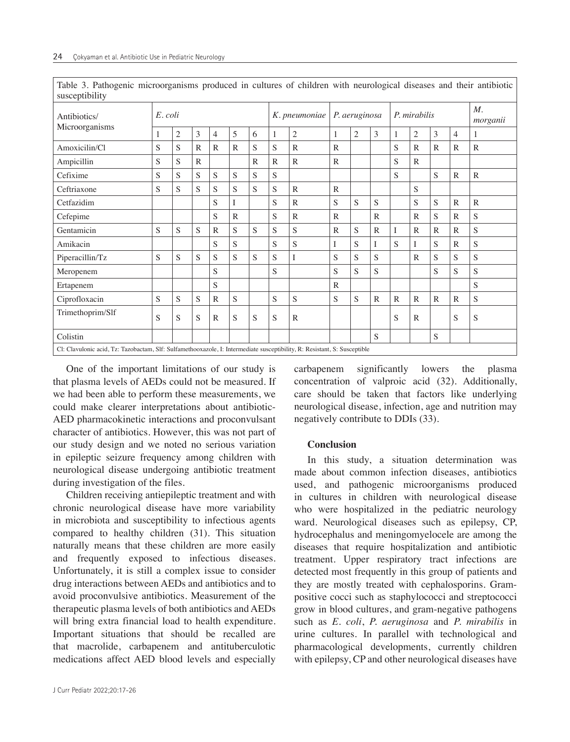| Table 3. Pathogenic microorganisms produced in cultures of children with neurological diseases and their antibiotic susceptibility | | | | | | | | | | | | | | | | |
|---|---|---|---|---|---|---|---|---|---|---|---|---|---|---|---|---|
| Antibiotics/ Microorganisms | *E. coli* | | | | | | *K. pneumoniae* | | *P. aeruginosa* | | | *P. mirabilis* | | | | *M. morganii* |
| | 1 | 2 | 3 | 4 | 5 | 6 | 1 | 2 | 1 | 2 | 3 | 1 | 2 | 3 | 4 | 1 |
| Amoxicilin/Cl | S | S | R | R | R | S | S | R | R | | | S | R | R | R | R |
| Ampicillin | S | S | R | | | R | R | R | R | | | S | R | | | |
| Cefixime | S | S | S | S | S | S | S | | | | | S | | S | R | R |
| Ceftriaxone | S | S | S | S | S | S | S | R | R | | | | S | | | |
| Cetfazidim | | | | S | I | | S | R | S | S | S | | S | S | R | R |
| Cefepime | | | | S | R | | S | R | R | | R | | R | S | R | S |
| Gentamicin | S | S | S | R | S | S | S | S | R | S | R | I | R | R | R | S |
| Amikacin | | | | S | S | | S | S | I | S | I | S | I | S | R | S |
| Piperacillin/Tz | S | S | S | S | S | S | S | I | S | S | S | | R | S | S | S |
| Meropenem | | | | S | | | S | | S | S | S | | | S | S | S |
| Ertapenem | | | | S | | | | | R | | | | | | | S |
| Ciprofloxacin | S | S | S | R | S | | S | S | S | S | R | R | R | R | R | S |
| Trimethoprim/Slf | S | S | S | R | S | S | S | R | | | | S | R | | S | S |
| Colistin | | | | | | | | | | | S | | | S | | |

Cl: Clavulonic acid, Tz: Tazobactam, Slf: Sulfamethooxazole, I: Intermediate susceptibility, R: Resistant, S: Susceptible

One of the important limitations of our study is that plasma levels of AEDs could not be measured. If we had been able to perform these measurements, we could make clearer interpretations about antibiotic-AED pharmacokinetic interactions and proconvulsant character of antibiotics. However, this was not part of our study design and we noted no serious variation in epileptic seizure frequency among children with neurological disease undergoing antibiotic treatment during investigation of the files.

Children receiving antiepileptic treatment and with chronic neurological disease have more variability in microbiota and susceptibility to infectious agents compared to healthy children (31). This situation naturally means that these children are more easily and frequently exposed to infectious diseases. Unfortunately, it is still a complex issue to consider drug interactions between AEDs and antibiotics and to avoid proconvulsive antibiotics. Measurement of the therapeutic plasma levels of both antibiotics and AEDs will bring extra financial load to health expenditure. Important situations that should be recalled are that macrolide, carbapenem and antituberculotic medications affect AED blood levels and especially carbapenem significantly lowers the plasma concentration of valproic acid (32). Additionally, care should be taken that factors like underlying neurological disease, infection, age and nutrition may negatively contribute to DDIs (33).

## Conclusion

In this study, a situation determination was made about common infection diseases, antibiotics used, and pathogenic microorganisms produced in cultures in children with neurological disease who were hospitalized in the pediatric neurology ward. Neurological diseases such as epilepsy, CP, hydrocephalus and meningomyelocele are among the diseases that require hospitalization and antibiotic treatment. Upper respiratory tract infections are detected most frequently in this group of patients and they are mostly treated with cephalosporins. Gram-positive cocci such as staphylococci and streptococci grow in blood cultures, and gram-negative pathogens such as *E. coli*, *P. aeruginosa* and *P. mirabilis* in urine cultures. In parallel with technological and pharmacological developments, currently children with epilepsy, CP and other neurological diseases have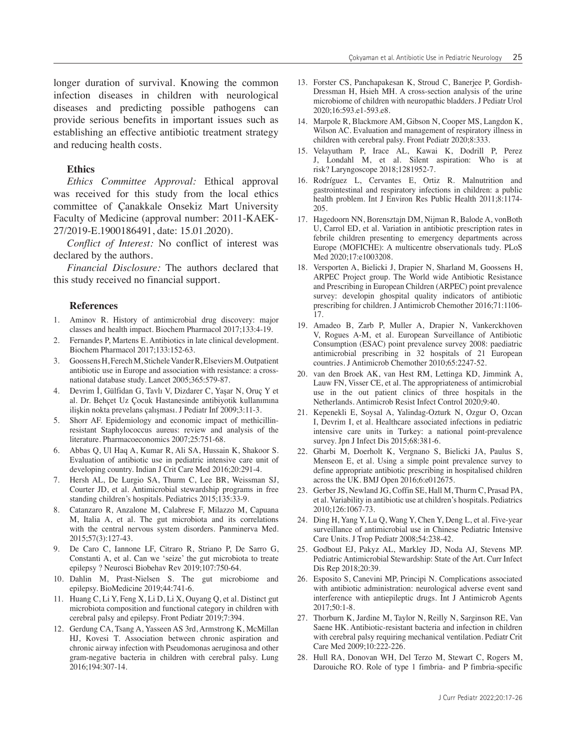longer duration of survival. Knowing the common infection diseases in children with neurological diseases and predicting possible pathogens can provide serious benefits in important issues such as establishing an effective antibiotic treatment strategy and reducing health costs.

### Ethics

*Ethics Committee Approval:* Ethical approval was received for this study from the local ethics committee of Çanakkale Onsekiz Mart University Faculty of Medicine (approval number: 2011-KAEK-27/2019-E.1900186491, date: 15.01.2020).

*Conflict of Interest:* No conflict of interest was declared by the authors.

*Financial Disclosure:* The authors declared that this study received no financial support.

### References

1. Aminov R. History of antimicrobial drug discovery: major classes and health impact. Biochem Pharmacol 2017;133:4-19.
2. Fernandes P, Martens E. Antibiotics in late clinical development. Biochem Pharmacol 2017;133:152-63.
3. Goossens H, Ferech M, Stichele Vander R, Elseviers M. Outpatient antibiotic use in Europe and association with resistance: a cross-national database study. Lancet 2005;365:579-87.
4. Devrim İ, Gülfidan G, Tavlı V, Dizdarer C, Yaşar N, Oruç Y et al. Dr. Behçet Uz Çocuk Hastanesinde antibiyotik kullanımına ilişkin nokta prevelans çalışması. J Pediatr Inf 2009;3:11-3.
5. Shorr AF. Epidemiology and economic impact of methicillin-resistant Staphylococcus aureus: review and analysis of the literature. Pharmacoeconomics 2007;25:751-68.
6. Abbas Q, Ul Haq A, Kumar R, Ali SA, Hussain K, Shakoor S. Evaluation of antibiotic use in pediatric intensive care unit of developing country. Indian J Crit Care Med 2016;20:291-4.
7. Hersh AL, De Lurgio SA, Thurm C, Lee BR, Weissman SJ, Courter JD, et al. Antimicrobial stewardship programs in free standing children's hospitals. Pediatrics 2015;135:33-9.
8. Catanzaro R, Anzalone M, Calabrese F, Milazzo M, Capuana M, Italia A, et al. The gut microbiota and its correlations with the central nervous system disorders. Panminerva Med. 2015;57(3):127-43.
9. De Caro C, Iannone LF, Citraro R, Striano P, De Sarro G, Constanti A, et al. Can we 'seize' the gut microbiota to treate epilepsy ? Neurosci Biobehav Rev 2019;107:750-64.
10. Dahlin M, Prast-Nielsen S. The gut microbiome and epilepsy. BioMedicine 2019;44:741-6.
11. Huang C, Li Y, Feng X, Li D, Li X, Ouyang Q, et al. Distinct gut microbiota composition and functional category in children with cerebral palsy and epilepsy. Front Pediatr 2019;7:394.
12. Gerdung CA, Tsang A, Yasseen AS 3rd, Armstrong K, McMillan HJ, Kovesi T. Association between chronic aspiration and chronic airway infection with Pseudomonas aeruginosa and other gram-negative bacteria in children with cerebral palsy. Lung 2016;194:307-14.
13. Forster CS, Panchapakesan K, Stroud C, Banerjee P, Gordish-Dressman H, Hsieh MH. A cross-section analysis of the urine microbiome of children with neuropathic bladders. J Pediatr Urol 2020;16:593.e1-593.e8.
14. Marpole R, Blackmore AM, Gibson N, Cooper MS, Langdon K, Wilson AC. Evaluation and management of respiratory illness in children with cerebral palsy. Front Pediatr 2020;8:333.
15. Velayutham P, Irace AL, Kawai K, Dodrill P, Perez J, Londahl M, et al. Silent aspiration: Who is at risk? Laryngoscope 2018;1281952-7.
16. Rodríguez L, Cervantes E, Ortiz R. Malnutrition and gastrointestinal and respiratory infections in children: a public health problem. Int J Environ Res Public Health 2011;8:1174-205.
17. Hagedoorn NN, Borensztajn DM, Nijman R, Balode A, vonBoth U, Carrol ED, et al. Variation in antibiotic prescription rates in febrile children presenting to emergency departments across Europe (MOFICHE): A multicentre observationals tudy. PLoS Med 2020;17:e1003208.
18. Versporten A, Bielicki J, Drapier N, Sharland M, Goossens H, ARPEC Project group. The World wide Antibiotic Resistance and Prescribing in European Children (ARPEC) point prevalence survey: developin ghospital quality indicators of antibiotic prescribing for children. J Antimicrob Chemother 2016;71:1106-17.
19. Amadeo B, Zarb P, Muller A, Drapier N, Vankerckhoven V, Rogues A-M, et al. European Surveillance of Antibiotic Consumption (ESAC) point prevalence survey 2008: paediatric antimicrobial prescribing in 32 hospitals of 21 European countries. J Antimicrob Chemother 2010;65:2247-52.
20. van den Broek AK, van Hest RM, Lettinga KD, Jimmink A, Lauw FN, Visser CE, et al. The appropriateness of antimicrobial use in the out patient clinics of three hospitals in the Netherlands. Antimicrob Resist Infect Control 2020;9:40.
21. Kepenekli E, Soysal A, Yalindag-Ozturk N, Ozgur O, Ozcan I, Devrim I, et al. Healthcare associated infections in pediatric intensive care units in Turkey: a national point-prevalence survey. Jpn J Infect Dis 2015;68:381-6.
22. Gharbi M, Doerholt K, Vergnano S, Bielicki JA, Paulus S, Menseon E, et al. Using a simple point prevalence survey to define appropriate antibiotic prescribing in hospitalised children across the UK. BMJ Open 2016;6:e012675.
23. Gerber JS, Newland JG, Coffin SE, Hall M, Thurm C, Prasad PA, et al. Variability in antibiotic use at children's hospitals. Pediatrics 2010;126:1067-73.
24. Ding H, Yang Y, Lu Q, Wang Y, Chen Y, Deng L, et al. Five-year surveillance of antimicrobial use in Chinese Pediatric Intensive Care Units. J Trop Pediatr 2008;54:238-42.
25. Godbout EJ, Pakyz AL, Markley JD, Noda AJ, Stevens MP. Pediatric Antimicrobial Stewardship: State of the Art. Curr Infect Dis Rep 2018;20:39.
26. Esposito S, Canevini MP, Principi N. Complications associated with antibiotic administration: neurological adverse event sand interference with antiepileptic drugs. Int J Antimicrob Agents 2017;50:1-8.
27. Thorburn K, Jardine M, Taylor N, Reilly N, Sarginson RE, Van Saene HK. Antibiotic-resistant bacteria and infection in children with cerebral palsy requiring mechanical ventilation. Pediatr Crit Care Med 2009;10:222-226.
28. Hull RA, Donovan WH, Del Terzo M, Stewart C, Rogers M, Darouiche RO. Role of type 1 fimbria- and P fimbria-specific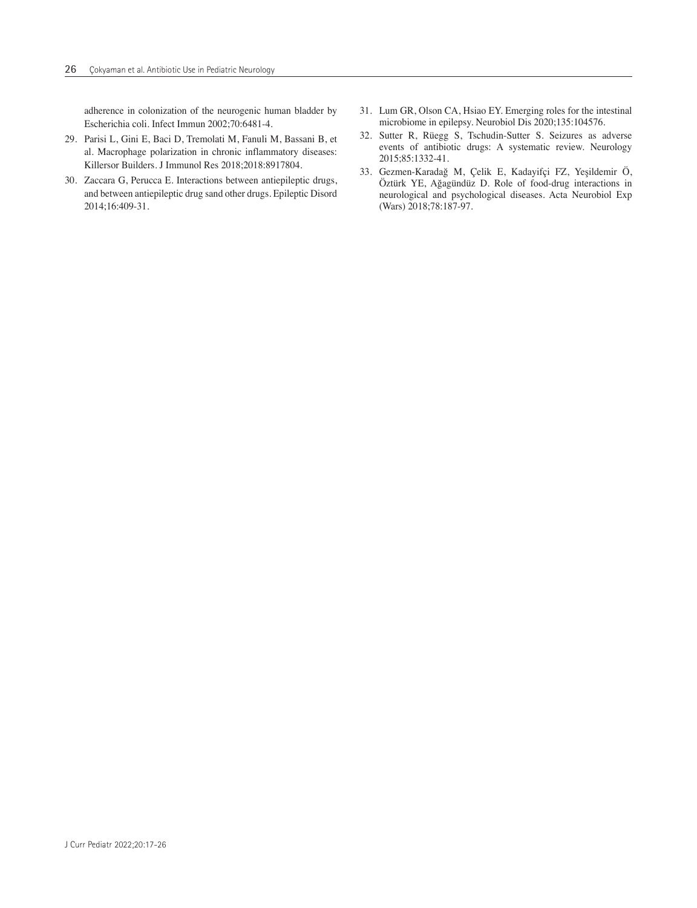adherence in colonization of the neurogenic human bladder by Escherichia coli. Infect Immun 2002;70:6481-4.

29. Parisi L, Gini E, Baci D, Tremolati M, Fanuli M, Bassani B, et al. Macrophage polarization in chronic inflammatory diseases: Killersor Builders. J Immunol Res 2018;2018:8917804.
30. Zaccara G, Perucca E. Interactions between antiepileptic drugs, and between antiepileptic drug sand other drugs. Epileptic Disord 2014;16:409-31.
31. Lum GR, Olson CA, Hsiao EY. Emerging roles for the intestinal microbiome in epilepsy. Neurobiol Dis 2020;135:104576.
32. Sutter R, Rüegg S, Tschudin-Sutter S. Seizures as adverse events of antibiotic drugs: A systematic review. Neurology 2015;85:1332-41.
33. Gezmen-Karadağ M, Çelik E, Kadayifçi FZ, Yeşildemir Ö, Öztürk YE, Ağagündüz D. Role of food-drug interactions in neurological and psychological diseases. Acta Neurobiol Exp (Wars) 2018;78:187-97.